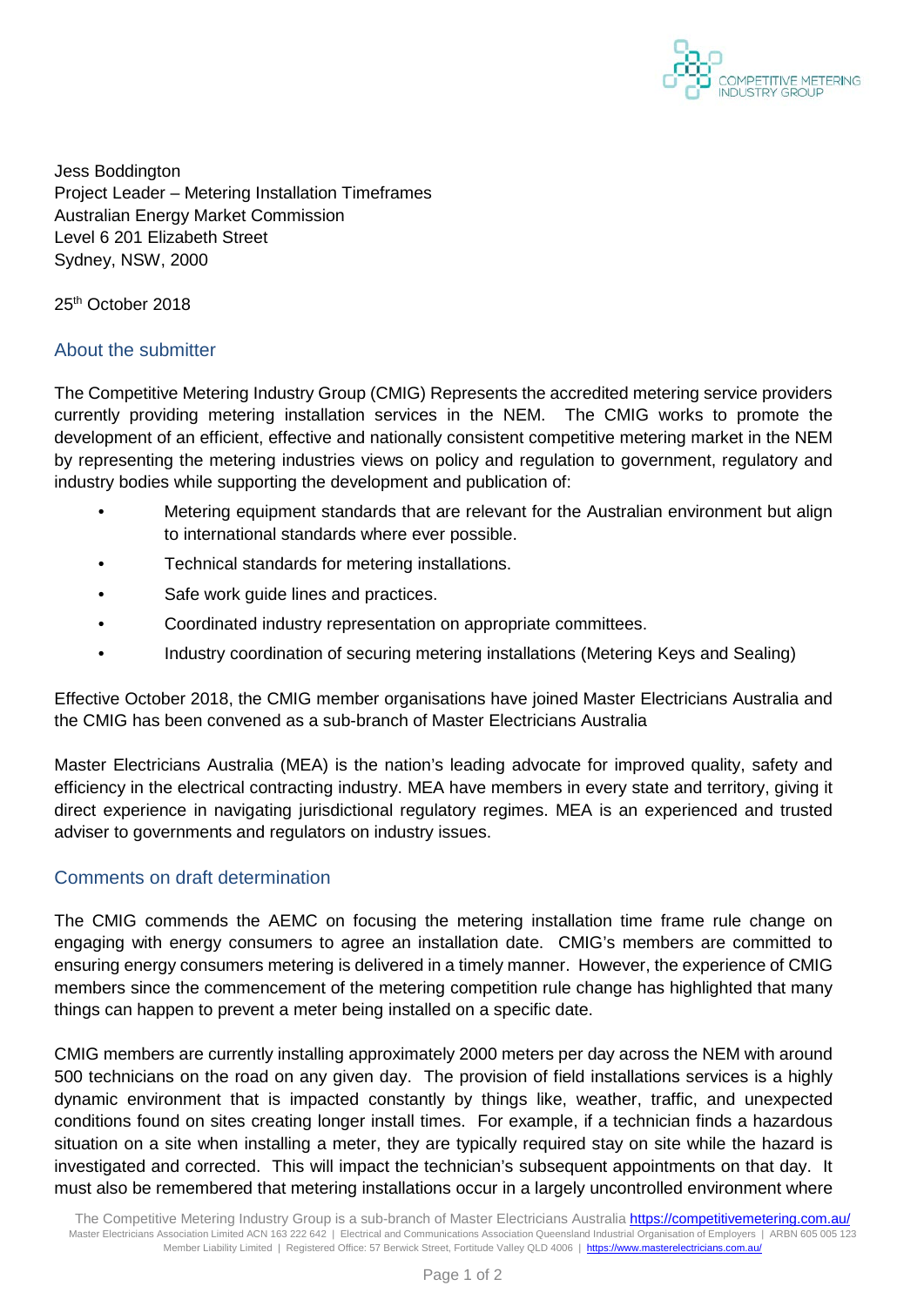Jess Boddington
Project Leader – Metering Installation Timeframes
Australian Energy Market Commission
Level 6 201 Elizabeth Street
Sydney, NSW, 2000

25th October 2018

## About the submitter

The Competitive Metering Industry Group (CMIG) Represents the accredited metering service providers currently providing metering installation services in the NEM. The CMIG works to promote the development of an efficient, effective and nationally consistent competitive metering market in the NEM by representing the metering industries views on policy and regulation to government, regulatory and industry bodies while supporting the development and publication of:

- Metering equipment standards that are relevant for the Australian environment but align to international standards where ever possible.
- Technical standards for metering installations.
- Safe work guide lines and practices.
- Coordinated industry representation on appropriate committees.
- Industry coordination of securing metering installations (Metering Keys and Sealing)

Effective October 2018, the CMIG member organisations have joined Master Electricians Australia and the CMIG has been convened as a sub-branch of Master Electricians Australia

Master Electricians Australia (MEA) is the nation's leading advocate for improved quality, safety and efficiency in the electrical contracting industry. MEA have members in every state and territory, giving it direct experience in navigating jurisdictional regulatory regimes. MEA is an experienced and trusted adviser to governments and regulators on industry issues.

## Comments on draft determination

The CMIG commends the AEMC on focusing the metering installation time frame rule change on engaging with energy consumers to agree an installation date. CMIG's members are committed to ensuring energy consumers metering is delivered in a timely manner. However, the experience of CMIG members since the commencement of the metering competition rule change has highlighted that many things can happen to prevent a meter being installed on a specific date.

CMIG members are currently installing approximately 2000 meters per day across the NEM with around 500 technicians on the road on any given day. The provision of field installations services is a highly dynamic environment that is impacted constantly by things like, weather, traffic, and unexpected conditions found on sites creating longer install times. For example, if a technician finds a hazardous situation on a site when installing a meter, they are typically required stay on site while the hazard is investigated and corrected. This will impact the technician's subsequent appointments on that day. It must also be remembered that metering installations occur in a largely uncontrolled environment where

The Competitive Metering Industry Group is a sub-branch of Master Electricians Australia https://competitivemetering.com.au/
Master Electricians Association Limited ACN 163 222 642 | Electrical and Communications Association Queensland Industrial Organisation of Employers | ARBN 605 005 123 Member Liability Limited | Registered Office: 57 Berwick Street, Fortitude Valley QLD 4006 | https://www.masterelectricians.com.au/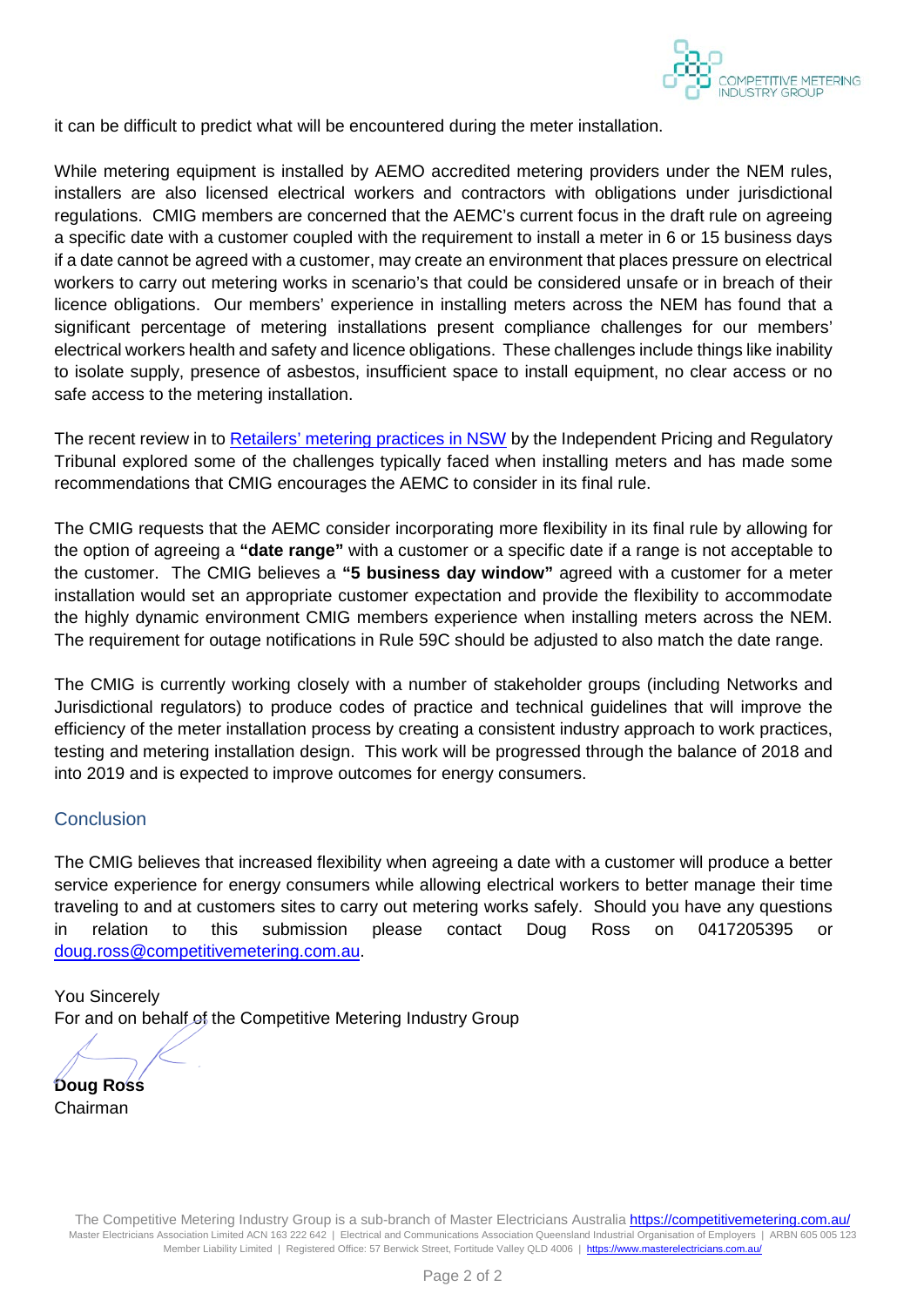it can be difficult to predict what will be encountered during the meter installation.

While metering equipment is installed by AEMO accredited metering providers under the NEM rules, installers are also licensed electrical workers and contractors with obligations under jurisdictional regulations. CMIG members are concerned that the AEMC's current focus in the draft rule on agreeing a specific date with a customer coupled with the requirement to install a meter in 6 or 15 business days if a date cannot be agreed with a customer, may create an environment that places pressure on electrical workers to carry out metering works in scenario's that could be considered unsafe or in breach of their licence obligations. Our members' experience in installing meters across the NEM has found that a significant percentage of metering installations present compliance challenges for our members' electrical workers health and safety and licence obligations. These challenges include things like inability to isolate supply, presence of asbestos, insufficient space to install equipment, no clear access or no safe access to the metering installation.

The recent review in to [Retailers' metering practices in NSW](#) by the Independent Pricing and Regulatory Tribunal explored some of the challenges typically faced when installing meters and has made some recommendations that CMIG encourages the AEMC to consider in its final rule.

The CMIG requests that the AEMC consider incorporating more flexibility in its final rule by allowing for the option of agreeing a **"date range"** with a customer or a specific date if a range is not acceptable to the customer. The CMIG believes a **"5 business day window"** agreed with a customer for a meter installation would set an appropriate customer expectation and provide the flexibility to accommodate the highly dynamic environment CMIG members experience when installing meters across the NEM. The requirement for outage notifications in Rule 59C should be adjusted to also match the date range.

The CMIG is currently working closely with a number of stakeholder groups (including Networks and Jurisdictional regulators) to produce codes of practice and technical guidelines that will improve the efficiency of the meter installation process by creating a consistent industry approach to work practices, testing and metering installation design. This work will be progressed through the balance of 2018 and into 2019 and is expected to improve outcomes for energy consumers.

## Conclusion

The CMIG believes that increased flexibility when agreeing a date with a customer will produce a better service experience for energy consumers while allowing electrical workers to better manage their time traveling to and at customers sites to carry out metering works safely. Should you have any questions in relation to this submission please contact Doug Ross on 0417205395 or doug.ross@competitivemetering.com.au.

You Sincerely
For and on behalf of the Competitive Metering Industry Group

**Doug Ross**
Chairman

The Competitive Metering Industry Group is a sub-branch of Master Electricians Australia https://competitivemetering.com.au/
Master Electricians Association Limited ACN 163 222 642 | Electrical and Communications Association Queensland Industrial Organisation of Employers | ARBN 605 005 123 Member Liability Limited | Registered Office: 57 Berwick Street, Fortitude Valley QLD 4006 | https://www.masterelectricians.com.au/